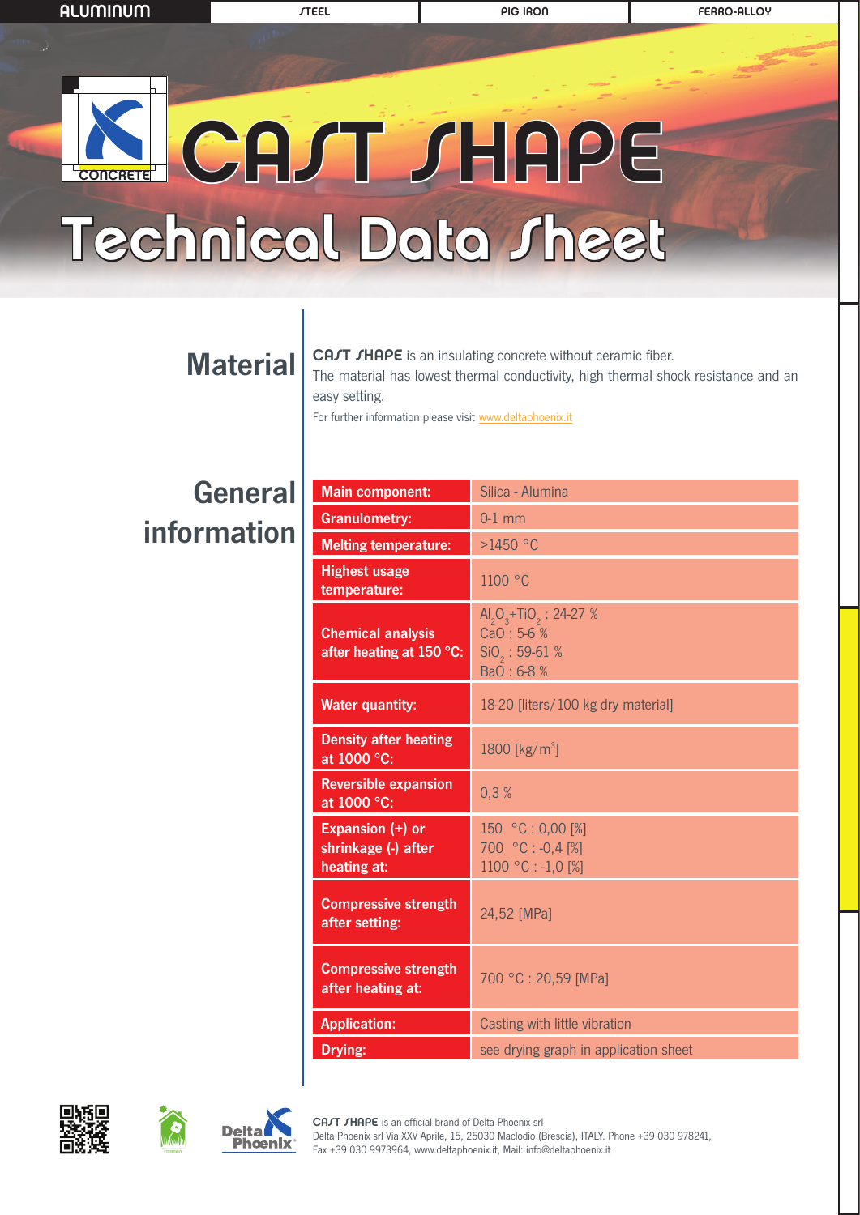ALUMINUM | STEEL | PIG IRON | FERRO-ALLOY

# CAST SHAPE

# Technical Data Sheet

## Material

**CAST SHAPE** is an insulating concrete without ceramic fiber.
The material has lowest thermal conductivity, high thermal shock resistance and an easy setting.
For further information please visit www.deltaphoenix.it

## General information

| | |
|---|---|
| **Main component:** | Silica - Alumina |
| **Granulometry:** | 0-1 mm |
| **Melting temperature:** | >1450 °C |
| **Highest usage temperature:** | 1100 °C |
| **Chemical analysis after heating at 150 °C:** | $Al_2O_3$+$TiO_2$ : 24-27 %<br>CaO : 5-6 %<br>$SiO_2$ : 59-61 %<br>BaO : 6-8 % |
| **Water quantity:** | 18-20 [liters/ 100 kg dry material] |
| **Density after heating at 1000 °C:** | 1800 [kg/m$^3$] |
| **Reversible expansion at 1000 °C:** | 0,3 % |
| **Expansion (+) or shrinkage (-) after heating at:** | 150 °C : 0,00 [%]<br>700 °C : -0,4 [%]<br>1100 °C : -1,0 [%] |
| **Compressive strength after setting:** | 24,52 [MPa] |
| **Compressive strength after heating at:** | 700 °C : 20,59 [MPa] |
| **Application:** | Casting with little vibration |
| **Drying:** | see drying graph in application sheet |

**CAST SHAPE** is an official brand of Delta Phoenix srl
Delta Phoenix srl Via XXV Aprile, 15, 25030 Maclodio (Brescia), ITALY. Phone +39 030 978241, Fax +39 030 9973964, www.deltaphoenix.it, Mail: info@deltaphoenix.it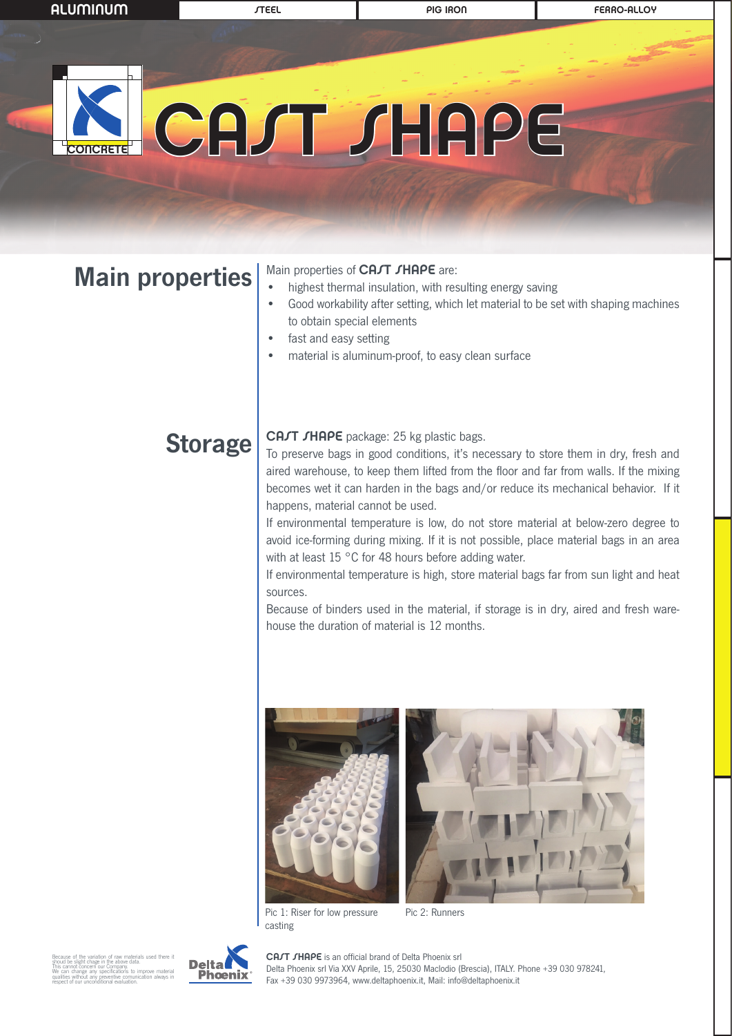ALUMINUM | STEEL | PIG IRON | FERRO-ALLOY

CONCRETE

# CAST SHAPE

## Main properties

Main properties of **CAST SHAPE** are:

- highest thermal insulation, with resulting energy saving
- Good workability after setting, which let material to be set with shaping machines to obtain special elements
- fast and easy setting
- material is aluminum-proof, to easy clean surface

## Storage

**CAST SHAPE** package: 25 kg plastic bags.

To preserve bags in good conditions, it's necessary to store them in dry, fresh and aired warehouse, to keep them lifted from the floor and far from walls. If the mixing becomes wet it can harden in the bags and/or reduce its mechanical behavior. If it happens, material cannot be used.

If environmental temperature is low, do not store material at below-zero degree to avoid ice-forming during mixing. If it is not possible, place material bags in an area with at least 15 °C for 48 hours before adding water.

If environmental temperature is high, store material bags far from sun light and heat sources.

Because of binders used in the material, if storage is in dry, aired and fresh warehouse the duration of material is 12 months.

Pic 1: Riser for low pressure casting

Pic 2: Runners

Because of the variation of raw materials used there it shoud be slight chage in the above data. This cannot concern our Company. We can change any specifications to improve material qualities without any preventive comunication always in respect of our unconditional evaluation.

**CAST SHAPE** is an official brand of Delta Phoenix srl
Delta Phoenix srl Via XXV Aprile, 15, 25030 Maclodio (Brescia), ITALY. Phone +39 030 978241, Fax +39 030 9973964, www.deltaphoenix.it, Mail: info@deltaphoenix.it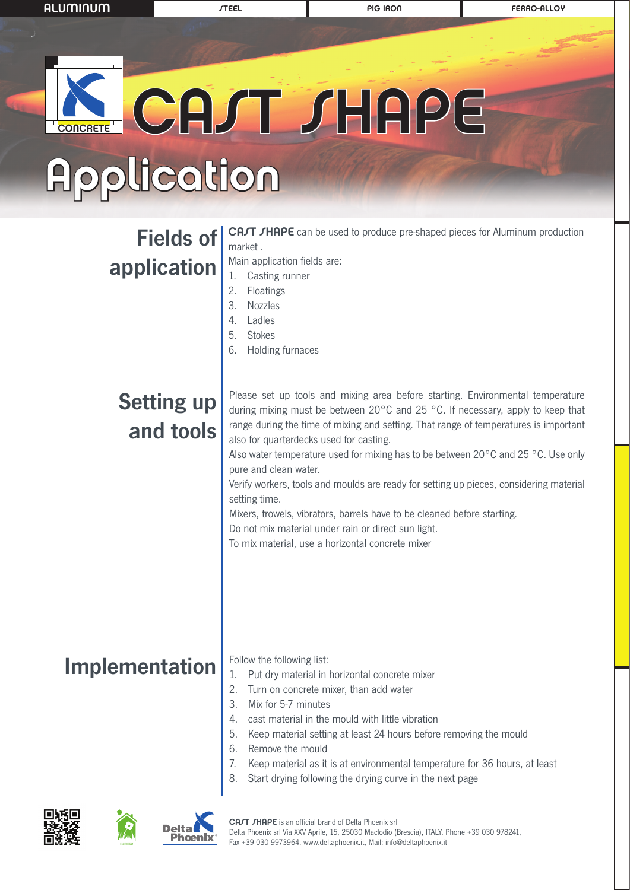# CAST SHAPE

# Application

## Fields of application

**CAST SHAPE** can be used to produce pre-shaped pieces for Aluminum production market .

Main application fields are:

1. Casting runner
2. Floatings
3. Nozzles
4. Ladles
5. Stokes
6. Holding furnaces

## Setting up and tools

Please set up tools and mixing area before starting. Environmental temperature during mixing must be between 20°C and 25 °C. If necessary, apply to keep that range during the time of mixing and setting. That range of temperatures is important also for quarterdecks used for casting.

Also water temperature used for mixing has to be between 20°C and 25 °C. Use only pure and clean water.

Verify workers, tools and moulds are ready for setting up pieces, considering material setting time.

Mixers, trowels, vibrators, barrels have to be cleaned before starting.

Do not mix material under rain or direct sun light.

To mix material, use a horizontal concrete mixer

## Implementation

Follow the following list:

1. Put dry material in horizontal concrete mixer
2. Turn on concrete mixer, than add water
3. Mix for 5-7 minutes
4. cast material in the mould with little vibration
5. Keep material setting at least 24 hours before removing the mould
6. Remove the mould
7. Keep material as it is at environmental temperature for 36 hours, at least
8. Start drying following the drying curve in the next page

**CAST SHAPE** is an official brand of Delta Phoenix srl
Delta Phoenix srl Via XXV Aprile, 15, 25030 Maclodio (Brescia), ITALY. Phone +39 030 978241,
Fax +39 030 9973964, www.deltaphoenix.it, Mail: info@deltaphoenix.it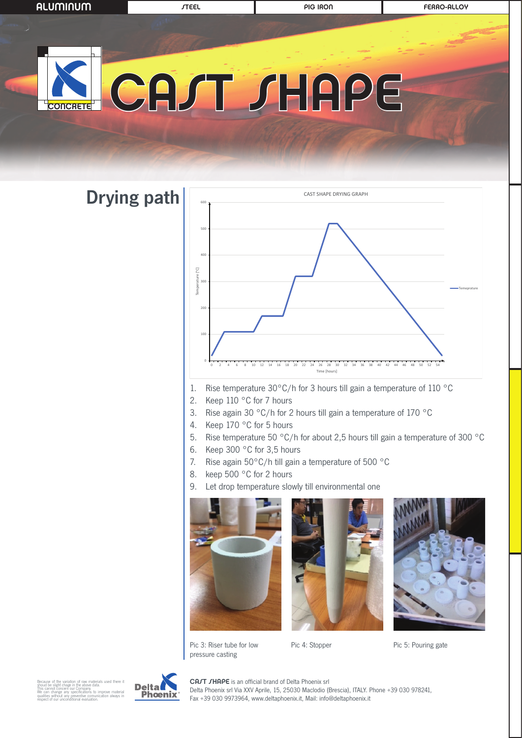ALUMINUM | STEEL | PIG IRON | FERRO-ALLOY

CONCRETE

# CAST SHAPE

## Drying path

CAST SHAPE DRYING GRAPH

Temperature [°C]

600
500
400
300
200
100
0

0 2 4 6 8 10 12 14 16 18 20 22 24 26 28 30 32 34 36 38 40 42 44 46 48 50 52 54

Time [hours]

Temeprature

1. Rise temperature 30°C/h for 3 hours till gain a temperature of 110 °C
2. Keep 110 °C for 7 hours
3. Rise again 30 °C/h for 2 hours till gain a temperature of 170 °C
4. Keep 170 °C for 5 hours
5. Rise temperature 50 °C/h for about 2,5 hours till gain a temperature of 300 °C
6. Keep 300 °C for 3,5 hours
7. Rise again 50°C/h till gain a temperature of 500 °C
8. keep 500 °C for 2 hours
9. Let drop temperature slowly till environmental one

Pic 3: Riser tube for low pressure casting

Pic 4: Stopper

Pic 5: Pouring gate

Because of the variation of raw materials used there it shoud be slight chage in the above data.
This cannot concern our Company.
We can change any specifications to improve material qualities without any preventive comunication always in respect of our unconditional evaluation.

Delta Phoenix

**CAST SHAPE** is an official brand of Delta Phoenix srl
Delta Phoenix srl Via XXV Aprile, 15, 25030 Maclodio (Brescia), ITALY. Phone +39 030 978241, Fax +39 030 9973964, www.deltaphoenix.it, Mail: info@deltaphoenix.it